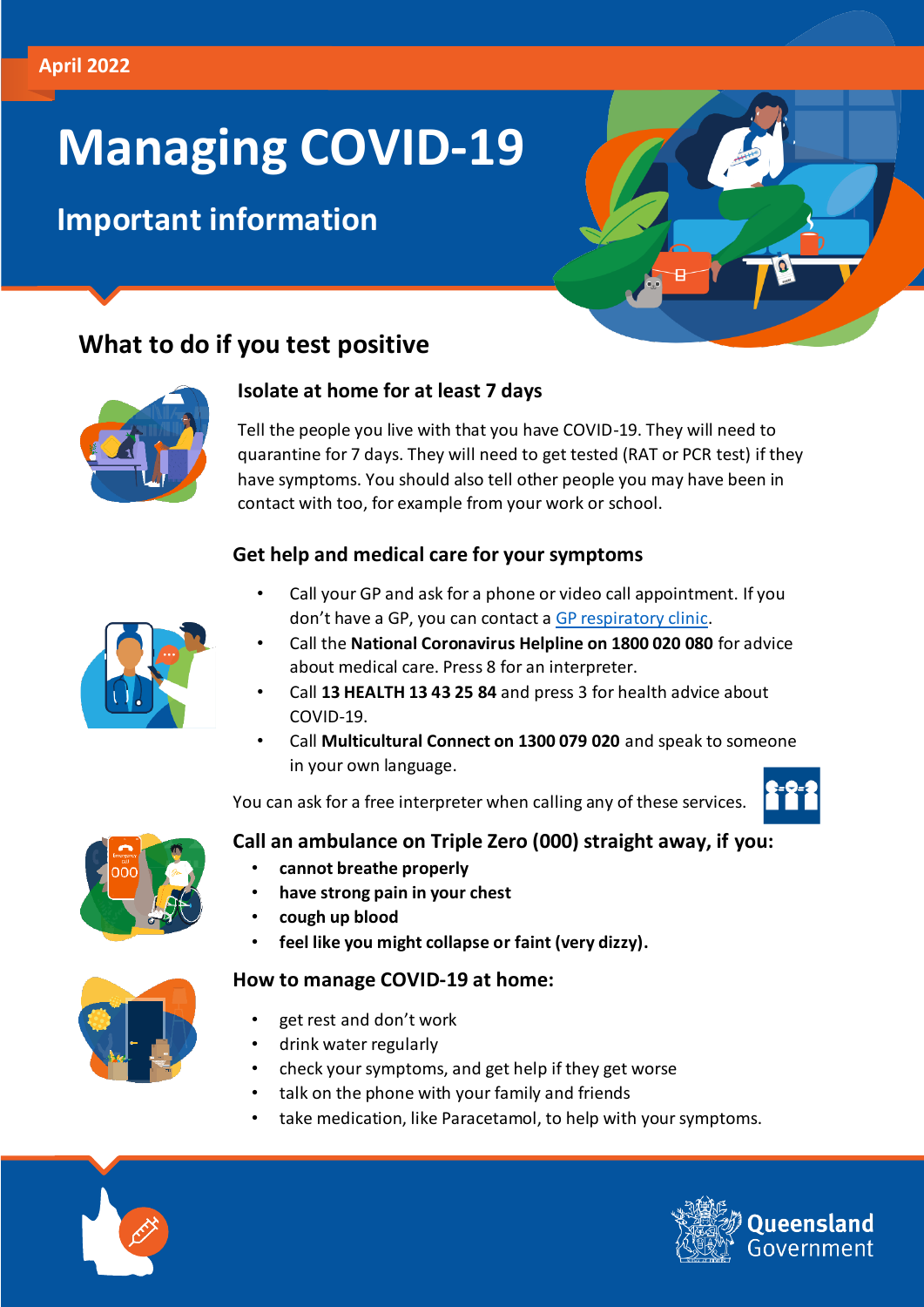April 2022

# Managing COVID-19

## Important information

## What to do if you test positive

### Isolate at home for at least 7 days

Tell the people you live with that you have COVID-19. They will need to quarantine for 7 days. They will need to get tested (RAT or PCR test) if they have symptoms. You should also tell other people you may have been in contact with too, for example from your work or school.

### Get help and medical care for your symptoms

- Call your GP and ask for a phone or video call appointment. If you don't have a GP, you can contact a GP respiratory clinic.
- Call the **National Coronavirus Helpline on 1800 020 080** for advice about medical care. Press 8 for an interpreter.
- Call **13 HEALTH 13 43 25 84** and press 3 for health advice about COVID-19.
- Call **Multicultural Connect on 1300 079 020** and speak to someone in your own language.

You can ask for a free interpreter when calling any of these services.

### Call an ambulance on Triple Zero (000) straight away, if you:

- **cannot breathe properly**
- **have strong pain in your chest**
- **cough up blood**
- **feel like you might collapse or faint (very dizzy).**

### How to manage COVID-19 at home:

- get rest and don't work
- drink water regularly
- check your symptoms, and get help if they get worse
- talk on the phone with your family and friends
- take medication, like Paracetamol, to help with your symptoms.

Queensland Government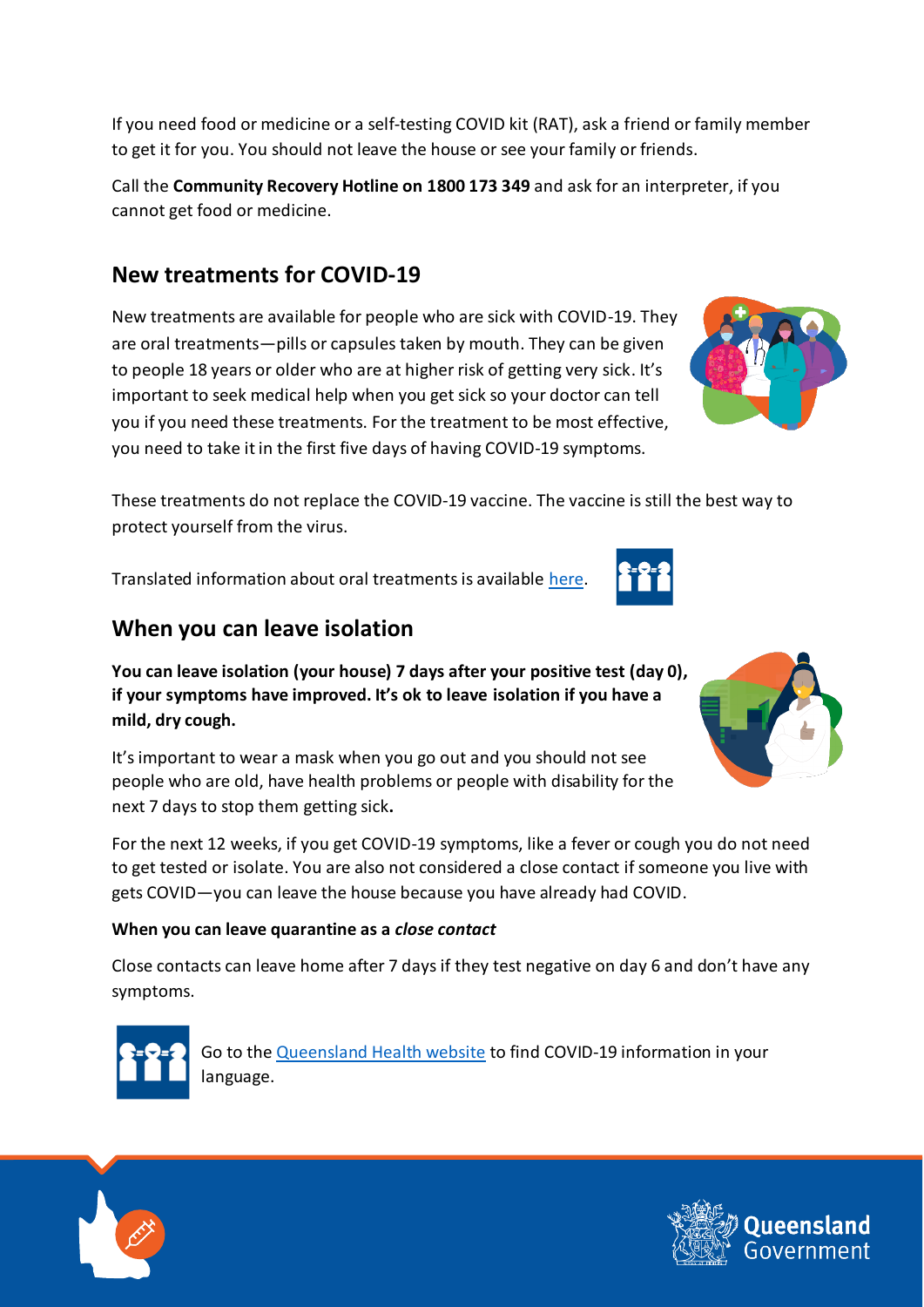If you need food or medicine or a self-testing COVID kit (RAT), ask a friend or family member to get it for you. You should not leave the house or see your family or friends.

Call the **Community Recovery Hotline on 1800 173 349** and ask for an interpreter, if you cannot get food or medicine.

## New treatments for COVID-19

New treatments are available for people who are sick with COVID-19. They are oral treatments—pills or capsules taken by mouth. They can be given to people 18 years or older who are at higher risk of getting very sick. It's important to seek medical help when you get sick so your doctor can tell you if you need these treatments. For the treatment to be most effective, you need to take it in the first five days of having COVID-19 symptoms.

These treatments do not replace the COVID-19 vaccine. The vaccine is still the best way to protect yourself from the virus.

Translated information about oral treatments is available [here].

## When you can leave isolation

**You can leave isolation (your house) 7 days after your positive test (day 0), if your symptoms have improved. It's ok to leave isolation if you have a mild, dry cough.**

It's important to wear a mask when you go out and you should not see people who are old, have health problems or people with disability for the next 7 days to stop them getting sick**.**

For the next 12 weeks, if you get COVID-19 symptoms, like a fever or cough you do not need to get tested or isolate. You are also not considered a close contact if someone you live with gets COVID—you can leave the house because you have already had COVID.

**When you can leave quarantine as a *close contact***

Close contacts can leave home after 7 days if they test negative on day 6 and don't have any symptoms.

Go to the [Queensland Health website] to find COVID-19 information in your language.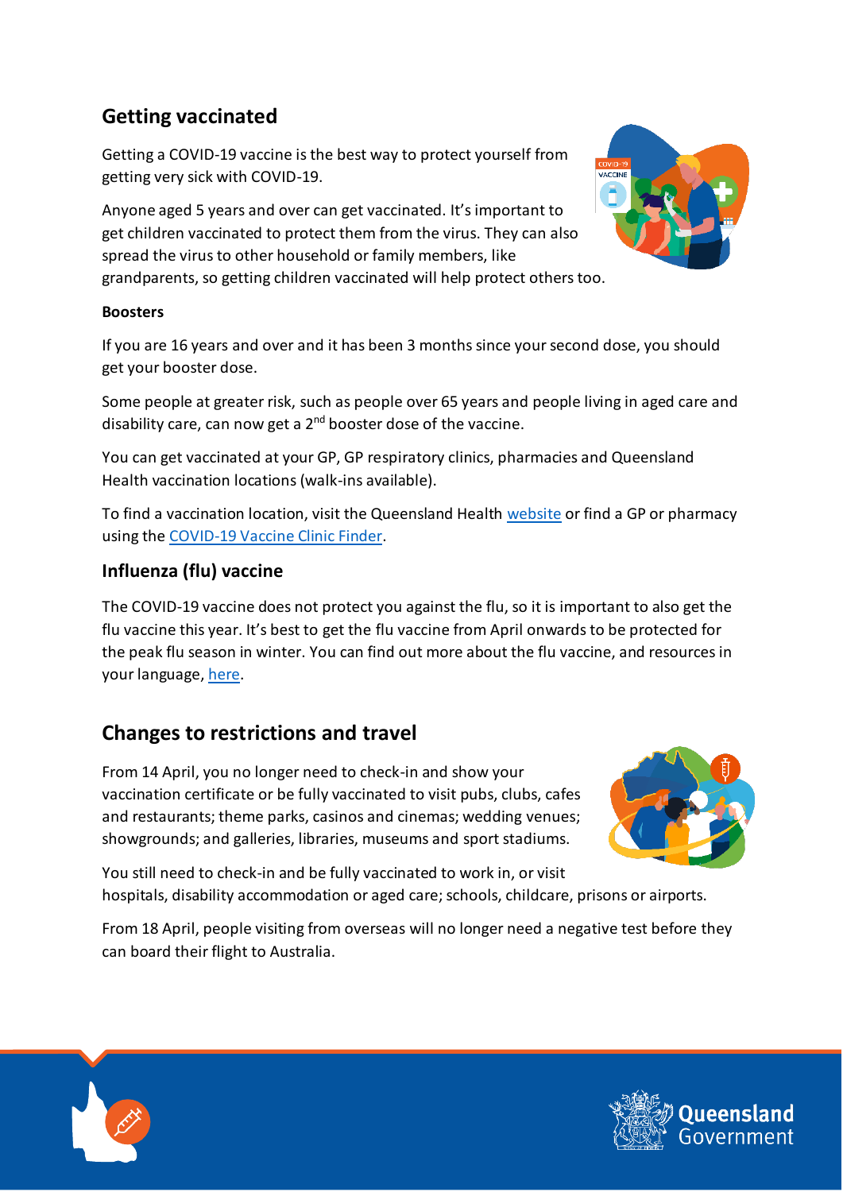## Getting vaccinated

Getting a COVID-19 vaccine is the best way to protect yourself from getting very sick with COVID-19.

Anyone aged 5 years and over can get vaccinated. It's important to get children vaccinated to protect them from the virus. They can also spread the virus to other household or family members, like grandparents, so getting children vaccinated will help protect others too.

**Boosters**

If you are 16 years and over and it has been 3 months since your second dose, you should get your booster dose.

Some people at greater risk, such as people over 65 years and people living in aged care and disability care, can now get a 2nd booster dose of the vaccine.

You can get vaccinated at your GP, GP respiratory clinics, pharmacies and Queensland Health vaccination locations (walk-ins available).

To find a vaccination location, visit the Queensland Health website or find a GP or pharmacy using the COVID-19 Vaccine Clinic Finder.

### Influenza (flu) vaccine

The COVID-19 vaccine does not protect you against the flu, so it is important to also get the flu vaccine this year. It's best to get the flu vaccine from April onwards to be protected for the peak flu season in winter. You can find out more about the flu vaccine, and resources in your language, here.

## Changes to restrictions and travel

From 14 April, you no longer need to check-in and show your vaccination certificate or be fully vaccinated to visit pubs, clubs, cafes and restaurants; theme parks, casinos and cinemas; wedding venues; showgrounds; and galleries, libraries, museums and sport stadiums.

You still need to check-in and be fully vaccinated to work in, or visit hospitals, disability accommodation or aged care; schools, childcare, prisons or airports.

From 18 April, people visiting from overseas will no longer need a negative test before they can board their flight to Australia.